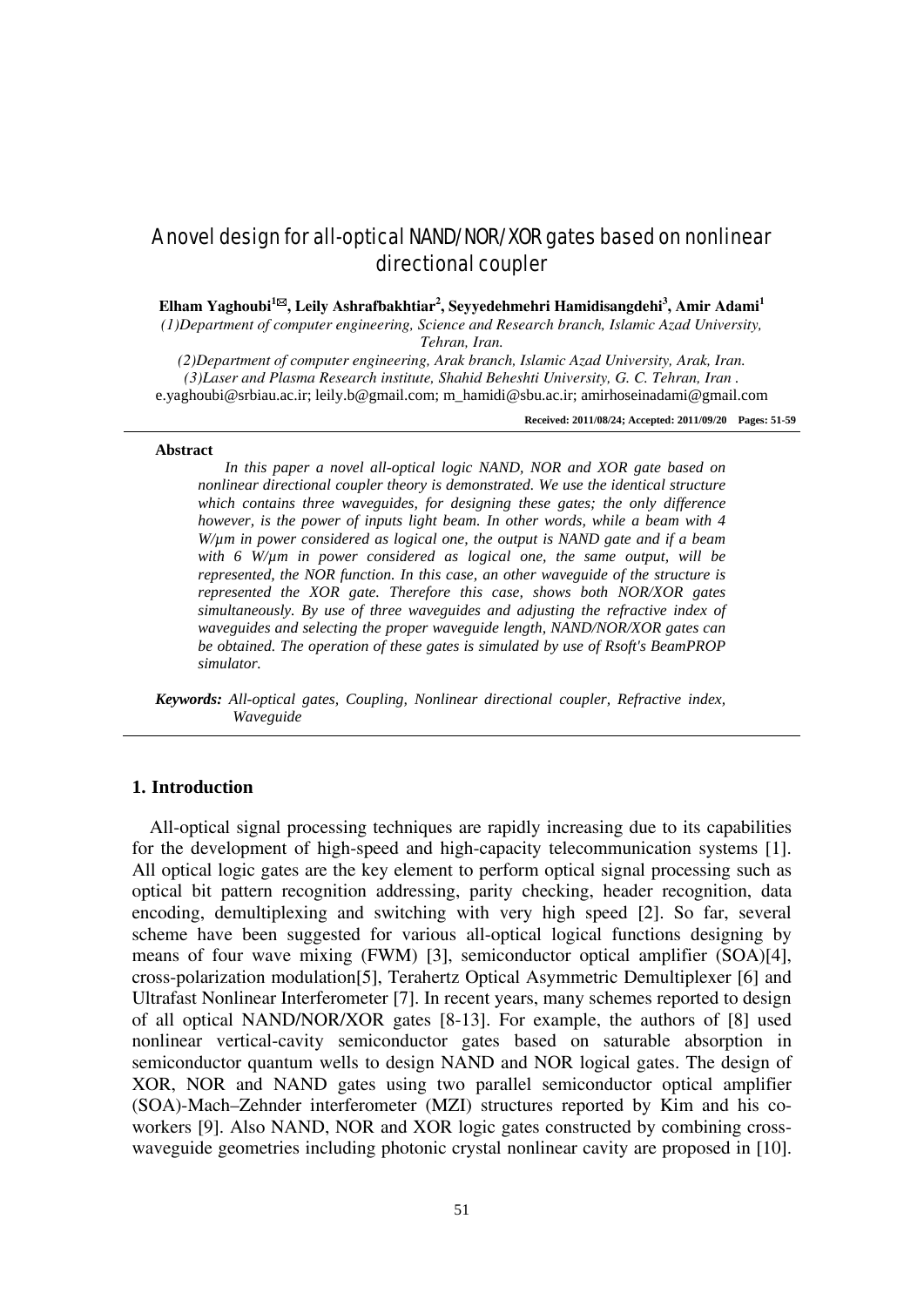# A novel design for all-optical NAND/NOR/XOR gates based on nonlinear directional coupler

**Elham Yaghoubi[1]✉, Leily Ashrafbakhtiar[2], Seyyedehmehri Hamidisangdehi[3], Amir Adami[1]**

*(1)Department of computer engineering, Science and Research branch, Islamic Azad University, Tehran, Iran.*

*(2)Department of computer engineering, Arak branch, Islamic Azad University, Arak, Iran.*

*(3)Laser and Plasma Research institute, Shahid Beheshti University, G. C. Tehran, Iran .*

e.yaghoubi@srbiau.ac.ir; leily.b@gmail.com; m_hamidi@sbu.ac.ir; amirhoseinadami@gmail.com

**Received: 2011/08/24; Accepted: 2011/09/20 Pages: 51-59**

### Abstract

*In this paper a novel all-optical logic NAND, NOR and XOR gate based on nonlinear directional coupler theory is demonstrated. We use the identical structure which contains three waveguides, for designing these gates; the only difference however, is the power of inputs light beam. In other words, while a beam with 4 W/μm in power considered as logical one, the output is NAND gate and if a beam with 6 W/μm in power considered as logical one, the same output, will be represented, the NOR function. In this case, an other waveguide of the structure is represented the XOR gate. Therefore this case, shows both NOR/XOR gates simultaneously. By use of three waveguides and adjusting the refractive index of waveguides and selecting the proper waveguide length, NAND/NOR/XOR gates can be obtained. The operation of these gates is simulated by use of Rsoft's BeamPROP simulator.*

***Keywords:** All-optical gates, Coupling, Nonlinear directional coupler, Refractive index, Waveguide*

## 1. Introduction

All-optical signal processing techniques are rapidly increasing due to its capabilities for the development of high-speed and high-capacity telecommunication systems [1]. All optical logic gates are the key element to perform optical signal processing such as optical bit pattern recognition addressing, parity checking, header recognition, data encoding, demultiplexing and switching with very high speed [2]. So far, several scheme have been suggested for various all-optical logical functions designing by means of four wave mixing (FWM) [3], semiconductor optical amplifier (SOA)[4], cross-polarization modulation[5], Terahertz Optical Asymmetric Demultiplexer [6] and Ultrafast Nonlinear Interferometer [7]. In recent years, many schemes reported to design of all optical NAND/NOR/XOR gates [8-13]. For example, the authors of [8] used nonlinear vertical-cavity semiconductor gates based on saturable absorption in semiconductor quantum wells to design NAND and NOR logical gates. The design of XOR, NOR and NAND gates using two parallel semiconductor optical amplifier (SOA)-Mach–Zehnder interferometer (MZI) structures reported by Kim and his co-workers [9]. Also NAND, NOR and XOR logic gates constructed by combining cross-waveguide geometries including photonic crystal nonlinear cavity are proposed in [10].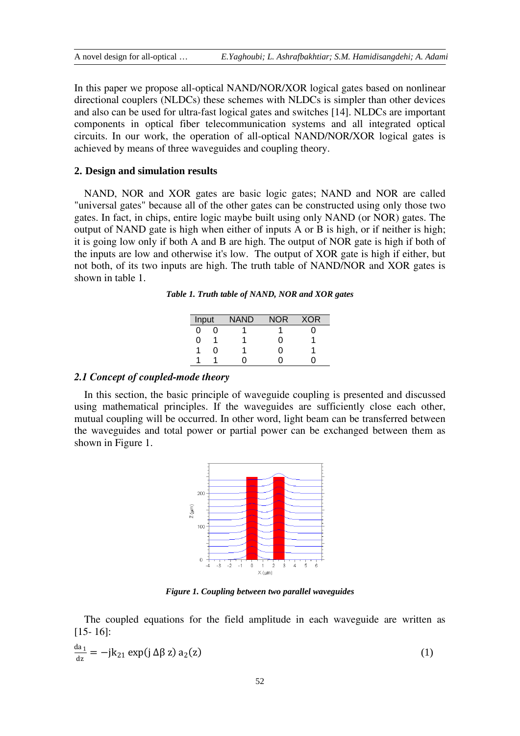In this paper we propose all-optical NAND/NOR/XOR logical gates based on nonlinear directional couplers (NLDCs) these schemes with NLDCs is simpler than other devices and also can be used for ultra-fast logical gates and switches [14]. NLDCs are important components in optical fiber telecommunication systems and all integrated optical circuits. In our work, the operation of all-optical NAND/NOR/XOR logical gates is achieved by means of three waveguides and coupling theory.

## 2. Design and simulation results

NAND, NOR and XOR gates are basic logic gates; NAND and NOR are called "universal gates" because all of the other gates can be constructed using only those two gates. In fact, in chips, entire logic maybe built using only NAND (or NOR) gates. The output of NAND gate is high when either of inputs A or B is high, or if neither is high; it is going low only if both A and B are high. The output of NOR gate is high if both of the inputs are low and otherwise it's low. The output of XOR gate is high if either, but not both, of its two inputs are high. The truth table of NAND/NOR and XOR gates is shown in table 1.

***Table 1. Truth table of NAND, NOR and XOR gates***

| Input | | NAND | NOR | XOR |
|---|---|---|---|---|
| 0 | 0 | 1 | 1 | 0 |
| 0 | 1 | 1 | 0 | 1 |
| 1 | 0 | 1 | 0 | 1 |
| 1 | 1 | 0 | 0 | 0 |

### *2.1 Concept of coupled-mode theory*

In this section, the basic principle of waveguide coupling is presented and discussed using mathematical principles. If the waveguides are sufficiently close each other, mutual coupling will be occurred. In other word, light beam can be transferred between the waveguides and total power or partial power can be exchanged between them as shown in Figure 1.

***Figure 1. Coupling between two parallel waveguides***

The coupled equations for the field amplitude in each waveguide are written as [15- 16]:

$$\frac{da_1}{dz} = -jk_{21} \exp(j\,\Delta\beta\, z)\, a_2(z) \tag{1}$$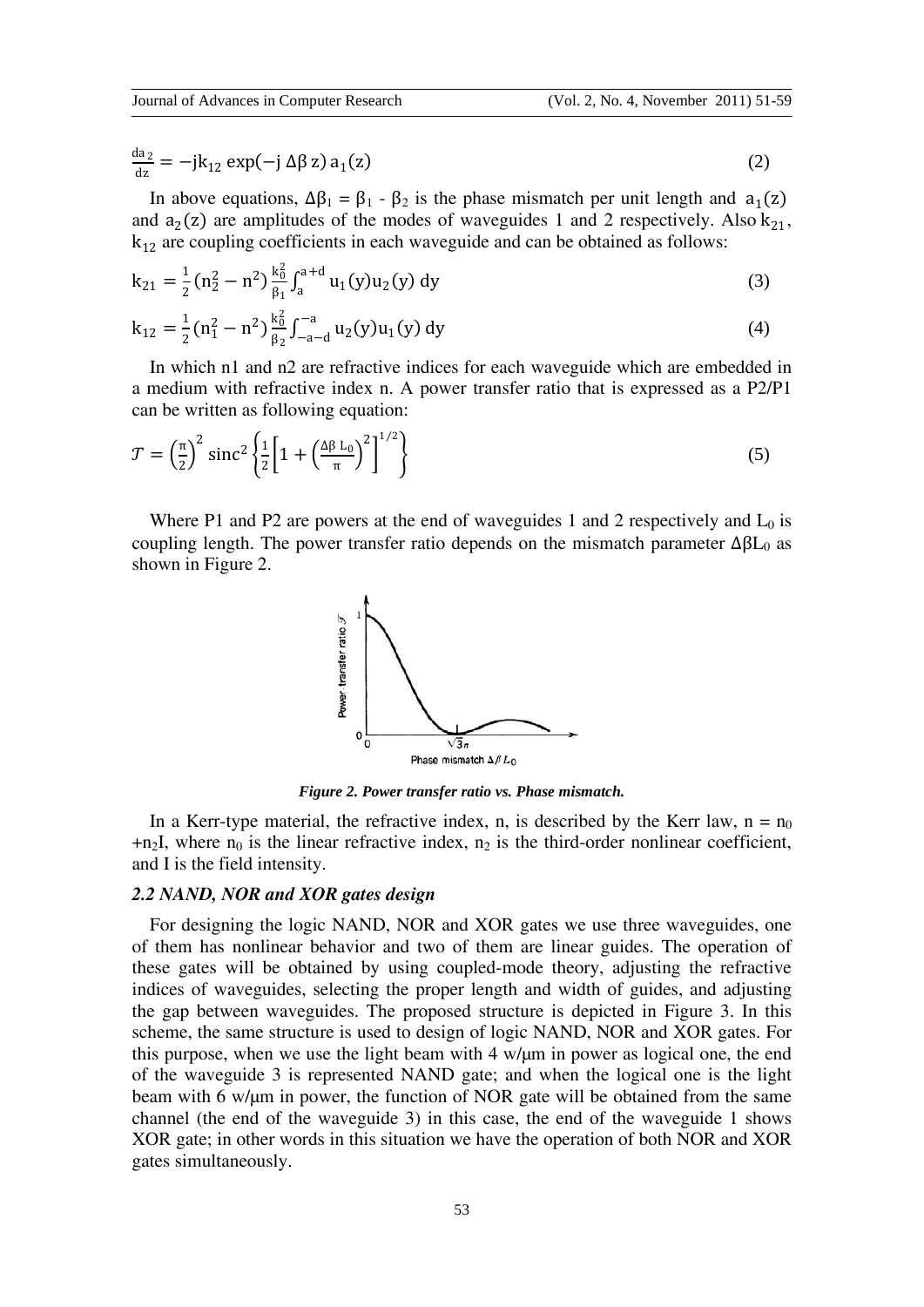$$\frac{da_2}{dz} = -jk_{12} \exp(-j \, \Delta\beta \, z) \, a_1(z) \tag{2}$$

In above equations, $\Delta\beta_1 = \beta_1 - \beta_2$ is the phase mismatch per unit length and $a_1(z)$ and $a_2(z)$ are amplitudes of the modes of waveguides 1 and 2 respectively. Also $k_{21}$, $k_{12}$ are coupling coefficients in each waveguide and can be obtained as follows:

$$k_{21} = \frac{1}{2}(n_2^2 - n^2)\frac{k_0^2}{\beta_1}\int_a^{a+d} u_1(y)u_2(y) \, dy \tag{3}$$

$$k_{12} = \frac{1}{2}(n_1^2 - n^2)\frac{k_0^2}{\beta_2}\int_{-a-d}^{-a} u_2(y)u_1(y) \, dy \tag{4}$$

In which n1 and n2 are refractive indices for each waveguide which are embedded in a medium with refractive index n. A power transfer ratio that is expressed as a P2/P1 can be written as following equation:

$$\mathcal{T} = \left(\frac{\pi}{2}\right)^2 \mathrm{sinc}^2 \left\{\frac{1}{2}\left[1 + \left(\frac{\Delta\beta \, L_0}{\pi}\right)^2\right]^{1/2}\right\} \tag{5}$$

Where P1 and P2 are powers at the end of waveguides 1 and 2 respectively and $L_0$ is coupling length. The power transfer ratio depends on the mismatch parameter $\Delta\beta L_0$ as shown in Figure 2.

***Figure 2. Power transfer ratio vs. Phase mismatch.***

In a Kerr-type material, the refractive index, n, is described by the Kerr law, $n = n_0 + n_2 I$, where $n_0$ is the linear refractive index, $n_2$ is the third-order nonlinear coefficient, and I is the field intensity.

### *2.2 NAND, NOR and XOR gates design*

For designing the logic NAND, NOR and XOR gates we use three waveguides, one of them has nonlinear behavior and two of them are linear guides. The operation of these gates will be obtained by using coupled-mode theory, adjusting the refractive indices of waveguides, selecting the proper length and width of guides, and adjusting the gap between waveguides. The proposed structure is depicted in Figure 3. In this scheme, the same structure is used to design of logic NAND, NOR and XOR gates. For this purpose, when we use the light beam with 4 w/μm in power as logical one, the end of the waveguide 3 is represented NAND gate; and when the logical one is the light beam with 6 w/μm in power, the function of NOR gate will be obtained from the same channel (the end of the waveguide 3) in this case, the end of the waveguide 1 shows XOR gate; in other words in this situation we have the operation of both NOR and XOR gates simultaneously.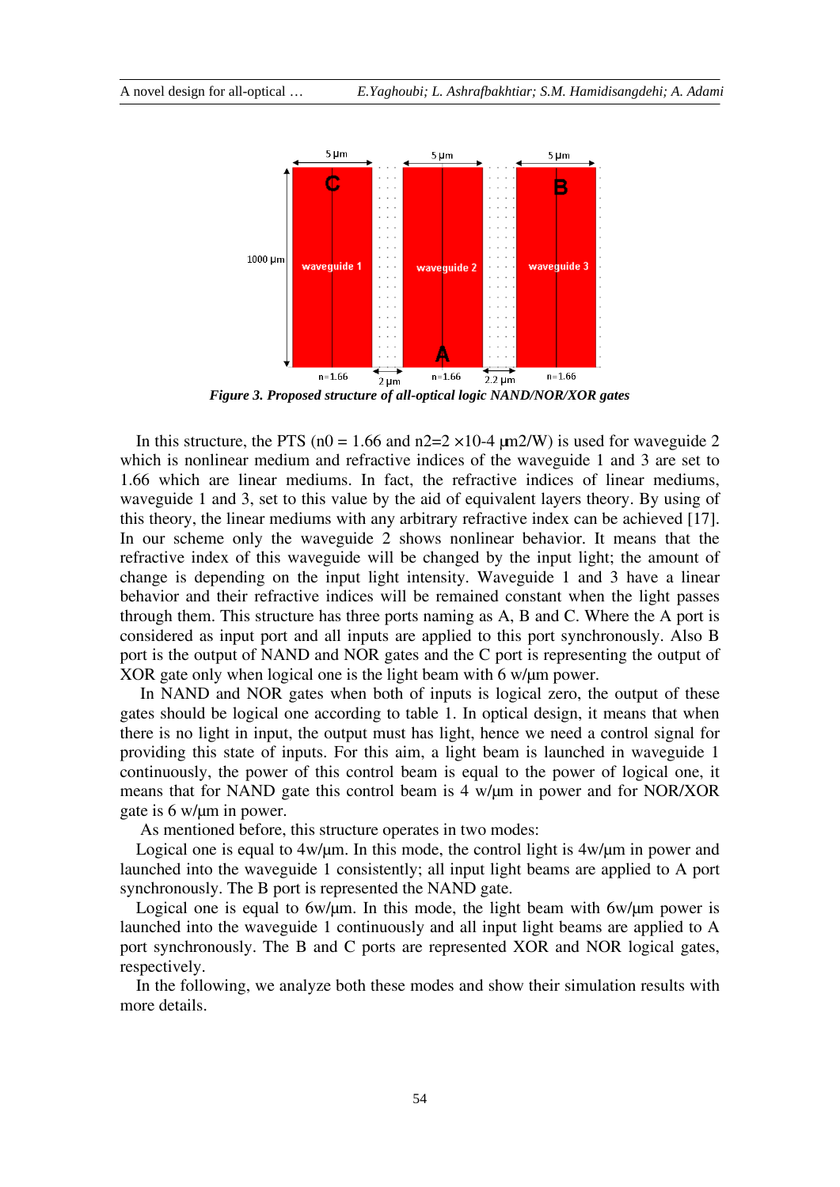*Figure 3. Proposed structure of all-optical logic NAND/NOR/XOR gates*

In this structure, the PTS ($n0 = 1.66$ and $n2 = 2 \times 10^{-4}$ µm2/W) is used for waveguide 2 which is nonlinear medium and refractive indices of the waveguide 1 and 3 are set to 1.66 which are linear mediums. In fact, the refractive indices of linear mediums, waveguide 1 and 3, set to this value by the aid of equivalent layers theory. By using of this theory, the linear mediums with any arbitrary refractive index can be achieved [17]. In our scheme only the waveguide 2 shows nonlinear behavior. It means that the refractive index of this waveguide will be changed by the input light; the amount of change is depending on the input light intensity. Waveguide 1 and 3 have a linear behavior and their refractive indices will be remained constant when the light passes through them. This structure has three ports naming as A, B and C. Where the A port is considered as input port and all inputs are applied to this port synchronously. Also B port is the output of NAND and NOR gates and the C port is representing the output of XOR gate only when logical one is the light beam with 6 w/µm power.

In NAND and NOR gates when both of inputs is logical zero, the output of these gates should be logical one according to table 1. In optical design, it means that when there is no light in input, the output must has light, hence we need a control signal for providing this state of inputs. For this aim, a light beam is launched in waveguide 1 continuously, the power of this control beam is equal to the power of logical one, it means that for NAND gate this control beam is 4 w/µm in power and for NOR/XOR gate is 6 w/µm in power.

As mentioned before, this structure operates in two modes:

Logical one is equal to 4w/µm. In this mode, the control light is 4w/µm in power and launched into the waveguide 1 consistently; all input light beams are applied to A port synchronously. The B port is represented the NAND gate.

Logical one is equal to 6w/µm. In this mode, the light beam with 6w/µm power is launched into the waveguide 1 continuously and all input light beams are applied to A port synchronously. The B and C ports are represented XOR and NOR logical gates, respectively.

In the following, we analyze both these modes and show their simulation results with more details.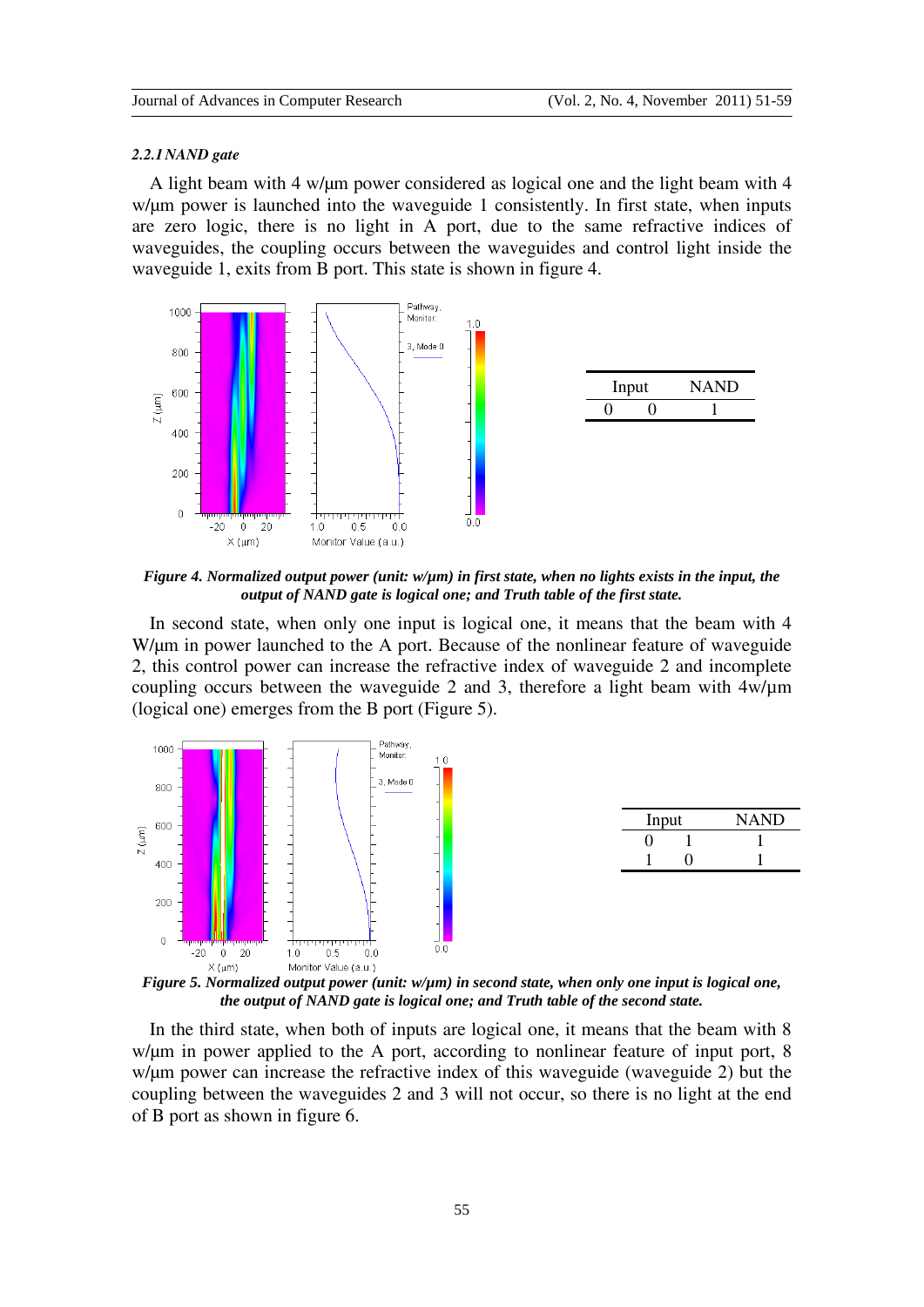#### *2.2.1 NAND gate*

A light beam with 4 w/μm power considered as logical one and the light beam with 4 w/μm power is launched into the waveguide 1 consistently. In first state, when inputs are zero logic, there is no light in A port, due to the same refractive indices of waveguides, the coupling occurs between the waveguides and control light inside the waveguide 1, exits from B port. This state is shown in figure 4.

| Input | | NAND |
|---|---|---|
| 0 | 0 | 1 |

***Figure 4. Normalized output power (unit: w/μm) in first state, when no lights exists in the input, the output of NAND gate is logical one; and Truth table of the first state.***

In second state, when only one input is logical one, it means that the beam with 4 W/μm in power launched to the A port. Because of the nonlinear feature of waveguide 2, this control power can increase the refractive index of waveguide 2 and incomplete coupling occurs between the waveguide 2 and 3, therefore a light beam with 4w/μm (logical one) emerges from the B port (Figure 5).

| Input | | NAND |
|---|---|---|
| 0 | 1 | 1 |
| 1 | 0 | 1 |

***Figure 5. Normalized output power (unit: w/μm) in second state, when only one input is logical one, the output of NAND gate is logical one; and Truth table of the second state.***

In the third state, when both of inputs are logical one, it means that the beam with 8 w/μm in power applied to the A port, according to nonlinear feature of input port, 8 w/μm power can increase the refractive index of this waveguide (waveguide 2) but the coupling between the waveguides 2 and 3 will not occur, so there is no light at the end of B port as shown in figure 6.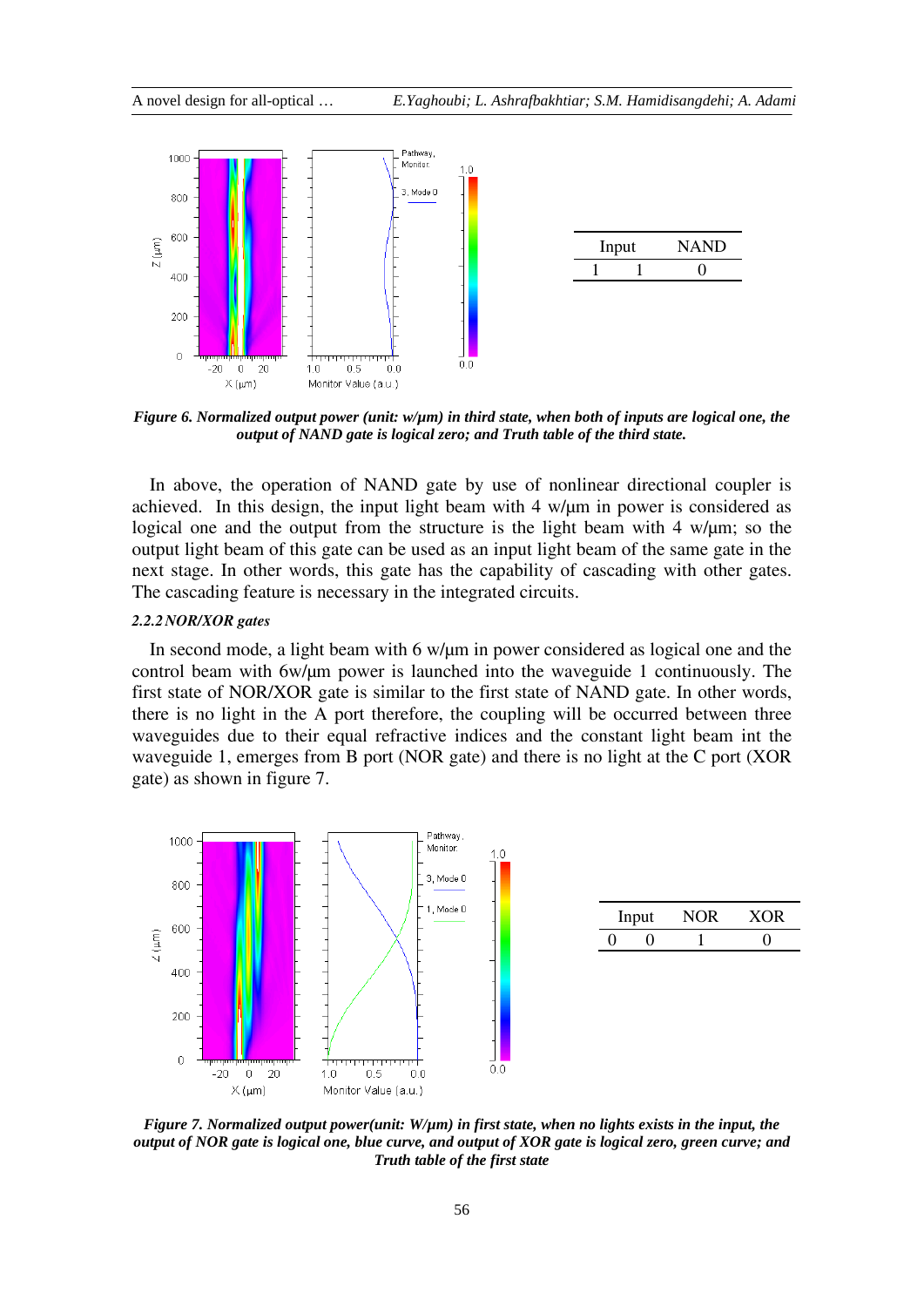| Input | | NAND |
|---|---|---|
| 1 | 1 | 0 |

***Figure 6. Normalized output power (unit: w/µm) in third state, when both of inputs are logical one, the output of NAND gate is logical zero; and Truth table of the third state.***

In above, the operation of NAND gate by use of nonlinear directional coupler is achieved. In this design, the input light beam with 4 w/µm in power is considered as logical one and the output from the structure is the light beam with 4 w/µm; so the output light beam of this gate can be used as an input light beam of the same gate in the next stage. In other words, this gate has the capability of cascading with other gates. The cascading feature is necessary in the integrated circuits.

#### *2.2.2 NOR/XOR gates*

In second mode, a light beam with 6 w/µm in power considered as logical one and the control beam with 6w/µm power is launched into the waveguide 1 continuously. The first state of NOR/XOR gate is similar to the first state of NAND gate. In other words, there is no light in the A port therefore, the coupling will be occurred between three waveguides due to their equal refractive indices and the constant light beam int the waveguide 1, emerges from B port (NOR gate) and there is no light at the C port (XOR gate) as shown in figure 7.

| Input | | NOR | XOR |
|---|---|---|---|
| 0 | 0 | 1 | 0 |

***Figure 7. Normalized output power(unit: W/µm) in first state, when no lights exists in the input, the output of NOR gate is logical one, blue curve, and output of XOR gate is logical zero, green curve; and Truth table of the first state***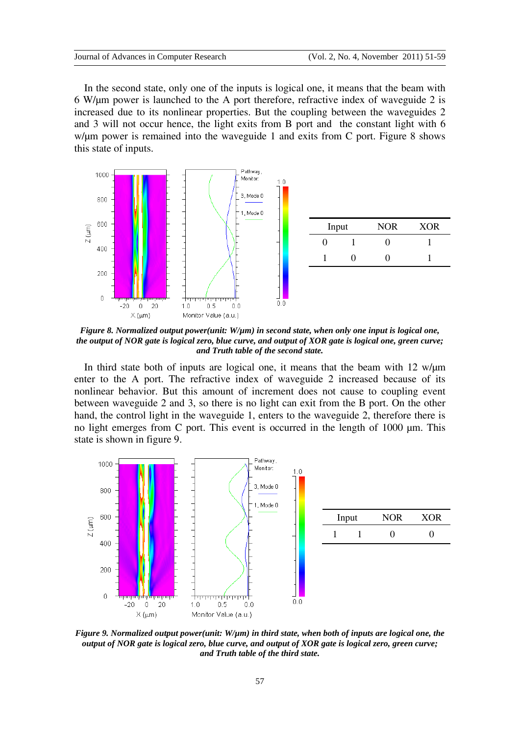In the second state, only one of the inputs is logical one, it means that the beam with 6 W/μm power is launched to the A port therefore, refractive index of waveguide 2 is increased due to its nonlinear properties. But the coupling between the waveguides 2 and 3 will not occur hence, the light exits from B port and the constant light with 6 w/μm power is remained into the waveguide 1 and exits from C port. Figure 8 shows this state of inputs.

| Input | | NOR | XOR |
|---|---|---|---|
| 0 | 1 | 0 | 1 |
| 1 | 0 | 0 | 1 |

***Figure 8. Normalized output power(unit: W/μm) in second state, when only one input is logical one, the output of NOR gate is logical zero, blue curve, and output of XOR gate is logical one, green curve; and Truth table of the second state.***

In third state both of inputs are logical one, it means that the beam with 12 w/μm enter to the A port. The refractive index of waveguide 2 increased because of its nonlinear behavior. But this amount of increment does not cause to coupling event between waveguide 2 and 3, so there is no light can exit from the B port. On the other hand, the control light in the waveguide 1, enters to the waveguide 2, therefore there is no light emerges from C port. This event is occurred in the length of 1000 μm. This state is shown in figure 9.

| Input | | NOR | XOR |
|---|---|---|---|
| 1 | 1 | 0 | 0 |

***Figure 9. Normalized output power(unit: W/μm) in third state, when both of inputs are logical one, the output of NOR gate is logical zero, blue curve, and output of XOR gate is logical zero, green curve; and Truth table of the third state.***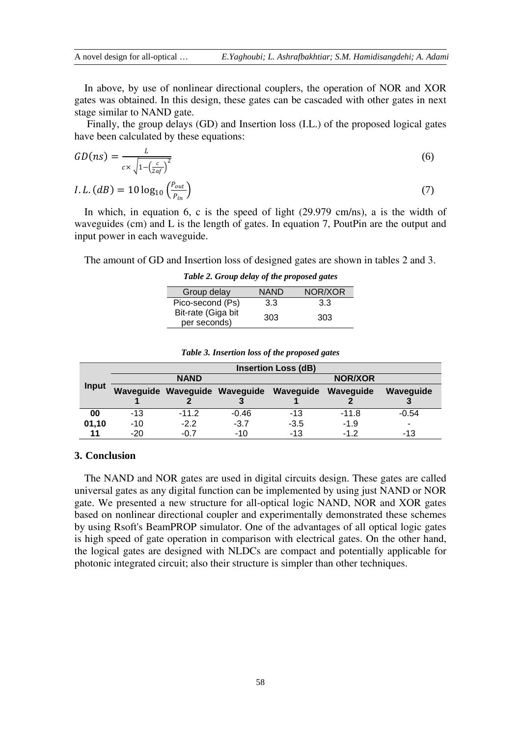In above, by use of nonlinear directional couplers, the operation of NOR and XOR gates was obtained. In this design, these gates can be cascaded with other gates in next stage similar to NAND gate.

Finally, the group delays (GD) and Insertion loss (I.L.) of the proposed logical gates have been calculated by these equations:

$$GD(ns) = \frac{L}{c \times \sqrt{1-\left(\frac{c}{2af}\right)^2}} \tag{6}$$

$$I.L.(dB) = 10\log_{10}\left(\frac{P_{out}}{P_{in}}\right) \tag{7}$$

In which, in equation 6, c is the speed of light (29.979 cm/ns), a is the width of waveguides (cm) and L is the length of gates. In equation 7, PoutPin are the output and input power in each waveguide.

The amount of GD and Insertion loss of designed gates are shown in tables 2 and 3.

***Table 2. Group delay of the proposed gates***

| Group delay | NAND | NOR/XOR |
|---|---|---|
| Pico-second (Ps) | 3.3 | 3.3 |
| Bit-rate (Giga bit per seconds) | 303 | 303 |

***Table 3. Insertion loss of the proposed gates***

| Input | Insertion Loss (dB) | | | | | |
|---|---|---|---|---|---|---|
| | NAND | | | NOR/XOR | | |
| | Waveguide 1 | Waveguide 2 | Waveguide 3 | Waveguide 1 | Waveguide 2 | Waveguide 3 |
| 00 | -13 | -11.2 | -0.46 | -13 | -11.8 | -0.54 |
| 01,10 | -10 | -2.2 | -3.7 | -3.5 | -1.9 | - |
| 11 | -20 | -0.7 | -10 | -13 | -1.2 | -13 |

## 3. Conclusion

The NAND and NOR gates are used in digital circuits design. These gates are called universal gates as any digital function can be implemented by using just NAND or NOR gate. We presented a new structure for all-optical logic NAND, NOR and XOR gates based on nonlinear directional coupler and experimentally demonstrated these schemes by using Rsoft's BeamPROP simulator. One of the advantages of all optical logic gates is high speed of gate operation in comparison with electrical gates. On the other hand, the logical gates are designed with NLDCs are compact and potentially applicable for photonic integrated circuit; also their structure is simpler than other techniques.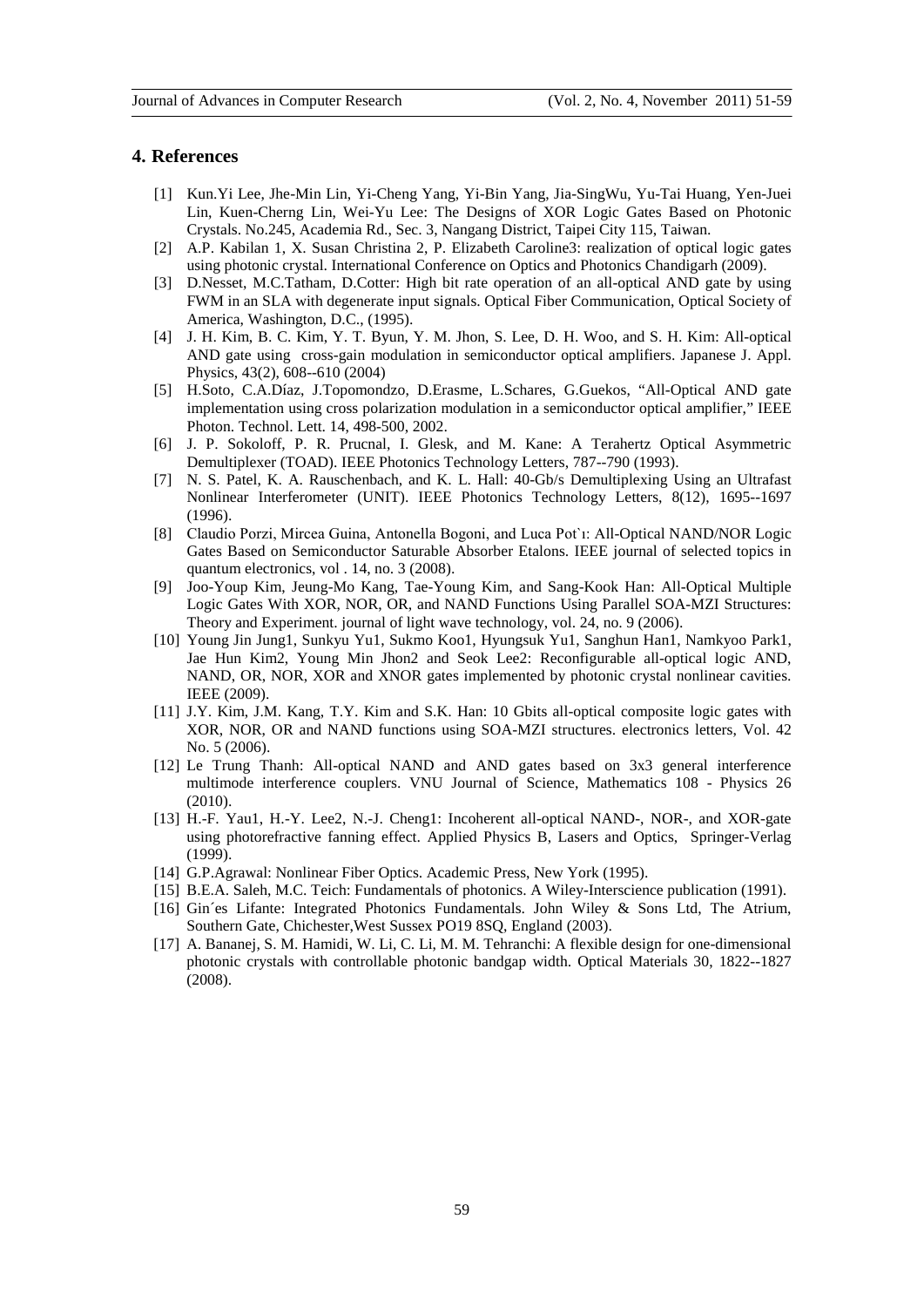## 4. References

[1] Kun.Yi Lee, Jhe-Min Lin, Yi-Cheng Yang, Yi-Bin Yang, Jia-SingWu, Yu-Tai Huang, Yen-Juei Lin, Kuen-Cherng Lin, Wei-Yu Lee: The Designs of XOR Logic Gates Based on Photonic Crystals. No.245, Academia Rd., Sec. 3, Nangang District, Taipei City 115, Taiwan.

[2] A.P. Kabilan 1, X. Susan Christina 2, P. Elizabeth Caroline3: realization of optical logic gates using photonic crystal. International Conference on Optics and Photonics Chandigarh (2009).

[3] D.Nesset, M.C.Tatham, D.Cotter: High bit rate operation of an all-optical AND gate by using FWM in an SLA with degenerate input signals. Optical Fiber Communication, Optical Society of America, Washington, D.C., (1995).

[4] J. H. Kim, B. C. Kim, Y. T. Byun, Y. M. Jhon, S. Lee, D. H. Woo, and S. H. Kim: All-optical AND gate using cross-gain modulation in semiconductor optical amplifiers. Japanese J. Appl. Physics, 43(2), 608--610 (2004)

[5] H.Soto, C.A.Díaz, J.Topomondzo, D.Erasme, L.Schares, G.Guekos, "All-Optical AND gate implementation using cross polarization modulation in a semiconductor optical amplifier," IEEE Photon. Technol. Lett. 14, 498-500, 2002.

[6] J. P. Sokoloff, P. R. Prucnal, I. Glesk, and M. Kane: A Terahertz Optical Asymmetric Demultiplexer (TOAD). IEEE Photonics Technology Letters, 787--790 (1993).

[7] N. S. Patel, K. A. Rauschenbach, and K. L. Hall: 40-Gb/s Demultiplexing Using an Ultrafast Nonlinear Interferometer (UNIT). IEEE Photonics Technology Letters, 8(12), 1695--1697 (1996).

[8] Claudio Porzi, Mircea Guina, Antonella Bogoni, and Luca Pot`ı: All-Optical NAND/NOR Logic Gates Based on Semiconductor Saturable Absorber Etalons. IEEE journal of selected topics in quantum electronics, vol . 14, no. 3 (2008).

[9] Joo-Youp Kim, Jeung-Mo Kang, Tae-Young Kim, and Sang-Kook Han: All-Optical Multiple Logic Gates With XOR, NOR, OR, and NAND Functions Using Parallel SOA-MZI Structures: Theory and Experiment. journal of light wave technology, vol. 24, no. 9 (2006).

[10] Young Jin Jung1, Sunkyu Yu1, Sukmo Koo1, Hyungsuk Yu1, Sanghun Han1, Namkyoo Park1, Jae Hun Kim2, Young Min Jhon2 and Seok Lee2: Reconfigurable all-optical logic AND, NAND, OR, NOR, XOR and XNOR gates implemented by photonic crystal nonlinear cavities. IEEE (2009).

[11] J.Y. Kim, J.M. Kang, T.Y. Kim and S.K. Han: 10 Gbits all-optical composite logic gates with XOR, NOR, OR and NAND functions using SOA-MZI structures. electronics letters, Vol. 42 No. 5 (2006).

[12] Le Trung Thanh: All-optical NAND and AND gates based on 3x3 general interference multimode interference couplers. VNU Journal of Science, Mathematics 108 - Physics 26 (2010).

[13] H.-F. Yau1, H.-Y. Lee2, N.-J. Cheng1: Incoherent all-optical NAND-, NOR-, and XOR-gate using photorefractive fanning effect. Applied Physics B, Lasers and Optics, Springer-Verlag (1999).

[14] G.P.Agrawal: Nonlinear Fiber Optics. Academic Press, New York (1995).

[15] B.E.A. Saleh, M.C. Teich: Fundamentals of photonics. A Wiley-Interscience publication (1991).

[16] Gin´es Lifante: Integrated Photonics Fundamentals. John Wiley & Sons Ltd, The Atrium, Southern Gate, Chichester,West Sussex PO19 8SQ, England (2003).

[17] A. Bananej, S. M. Hamidi, W. Li, C. Li, M. M. Tehranchi: A flexible design for one-dimensional photonic crystals with controllable photonic bandgap width. Optical Materials 30, 1822--1827 (2008).